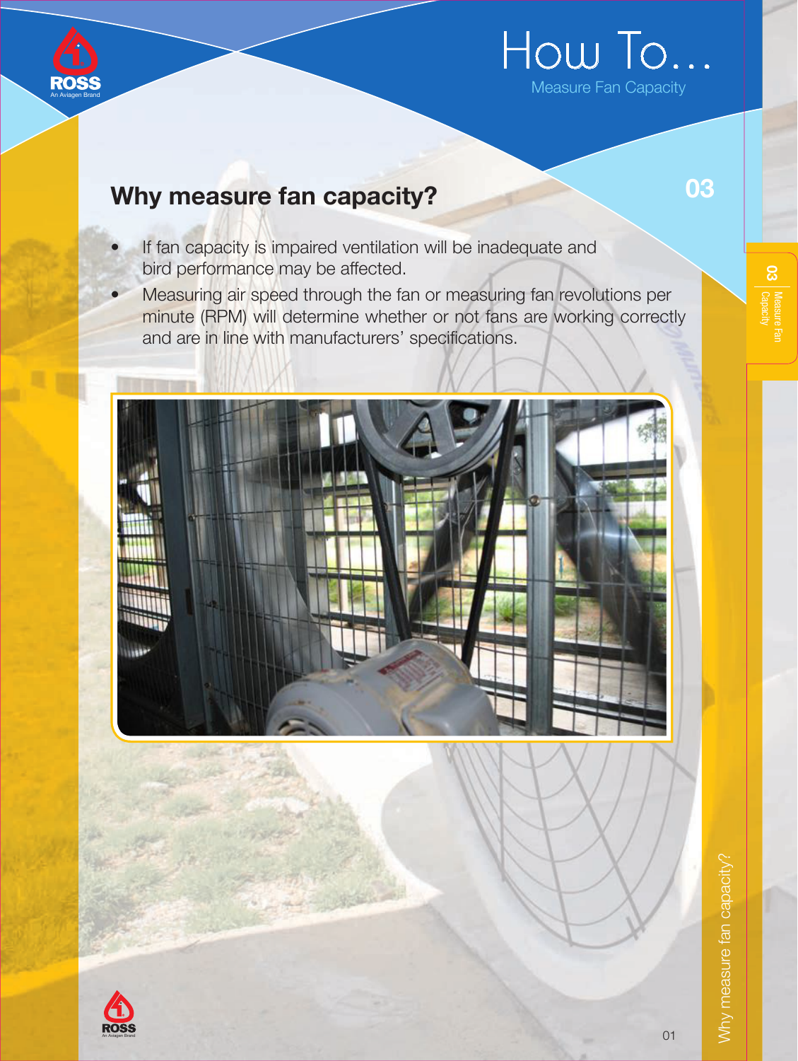# How To...

Measure Fan Capacity

## Why measure fan capacity?

- If fan capacity is impaired ventilation will be inadequate and bird performance may be affected.
- Measuring air speed through the fan or measuring fan revolutions per minute (RPM) will determine whether or not fans are working correctly and are in line with manufacturers' specifications.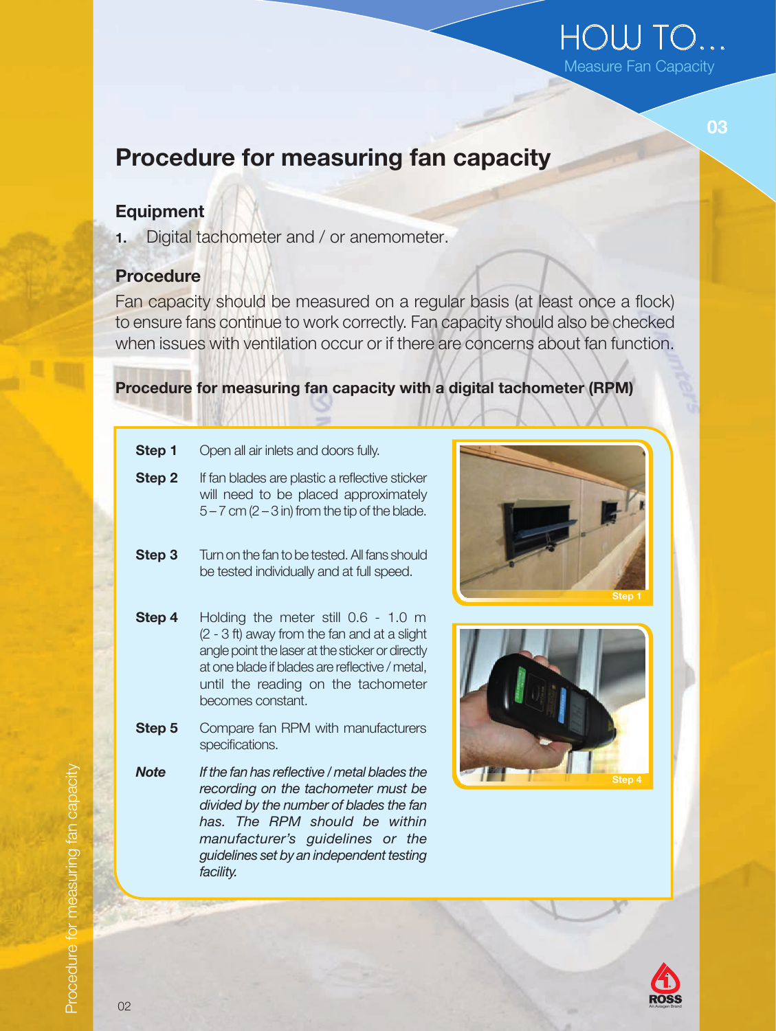# Procedure for measuring fan capacity

## Equipment

1. Digital tachometer and / or anemometer.

## Procedure

Fan capacity should be measured on a regular basis (at least once a flock) to ensure fans continue to work correctly. Fan capacity should also be checked when issues with ventilation occur or if there are concerns about fan function.

### Procedure for measuring fan capacity with a digital tachometer (RPM)

**Step 1** Open all air inlets and doors fully.

**Step 2** If fan blades are plastic a reflective sticker will need to be placed approximately 5 – 7 cm (2 – 3 in) from the tip of the blade.

**Step 3** Turn on the fan to be tested. All fans should be tested individually and at full speed.

**Step 4** Holding the meter still 0.6 - 1.0 m (2 - 3 ft) away from the fan and at a slight angle point the laser at the sticker or directly at one blade if blades are reflective / metal, until the reading on the tachometer becomes constant.

**Step 5** Compare fan RPM with manufacturers specifications.

***Note*** *If the fan has reflective / metal blades the recording on the tachometer must be divided by the number of blades the fan has. The RPM should be within manufacturer's guidelines or the guidelines set by an independent testing facility.*

Step 1

Step 4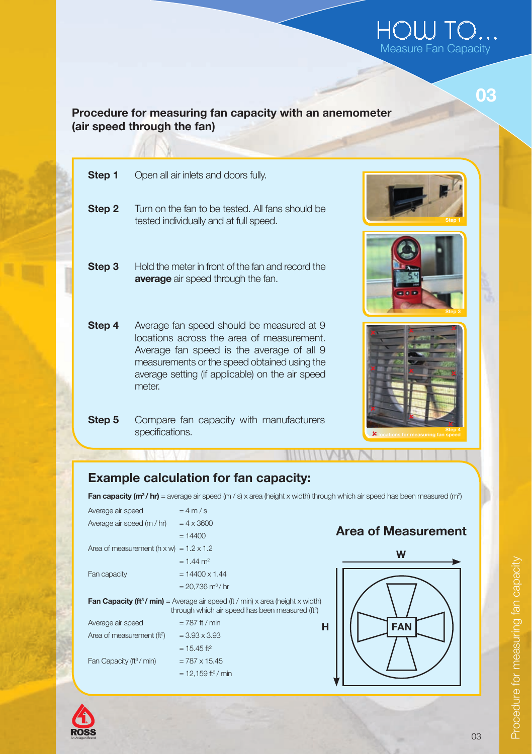# HOW TO...
## Measure Fan Capacity

### Procedure for measuring fan capacity with an anemometer (air speed through the fan)

**Step 1** Open all air inlets and doors fully.

**Step 2** Turn on the fan to be tested. All fans should be tested individually and at full speed.

**Step 3** Hold the meter in front of the fan and record the **average** air speed through the fan.

**Step 4** Average fan speed should be measured at 9 locations across the area of measurement. Average fan speed is the average of all 9 measurements or the speed obtained using the average setting (if applicable) on the air speed meter.

**Step 5** Compare fan capacity with manufacturers specifications.

Step 1

Step 3

Step 4

× locations for measuring fan speed

### Example calculation for fan capacity:

**Fan capacity ($m^3$ / hr)** = average air speed (m / s) x area (height x width) through which air speed has been measured ($m^2$)

| | |
|---|---|
| Average air speed | = 4 m / s |
| Average air speed (m / hr) | = 4 x 3600 |
| | = 14400 |
| Area of measurement (h x w) | = 1.2 x 1.2 |
| | = 1.44 $m^2$ |
| Fan capacity | = 14400 x 1.44 |
| | = 20,736 $m^3$ / hr |

**Fan Capacity ($ft^3$ / min)** = Average air speed (ft / min) x area (height x width) through which air speed has been measured ($ft^2$)

| | |
|---|---|
| Average air speed | = 787 ft / min |
| Area of measurement ($ft^2$) | = 3.93 x 3.93 |
| | = 15.45 $ft^2$ |
| Fan Capacity ($ft^3$ / min) | = 787 x 15.45 |
| | = 12,159 $ft^3$ / min |

### Area of Measurement

W

H

FAN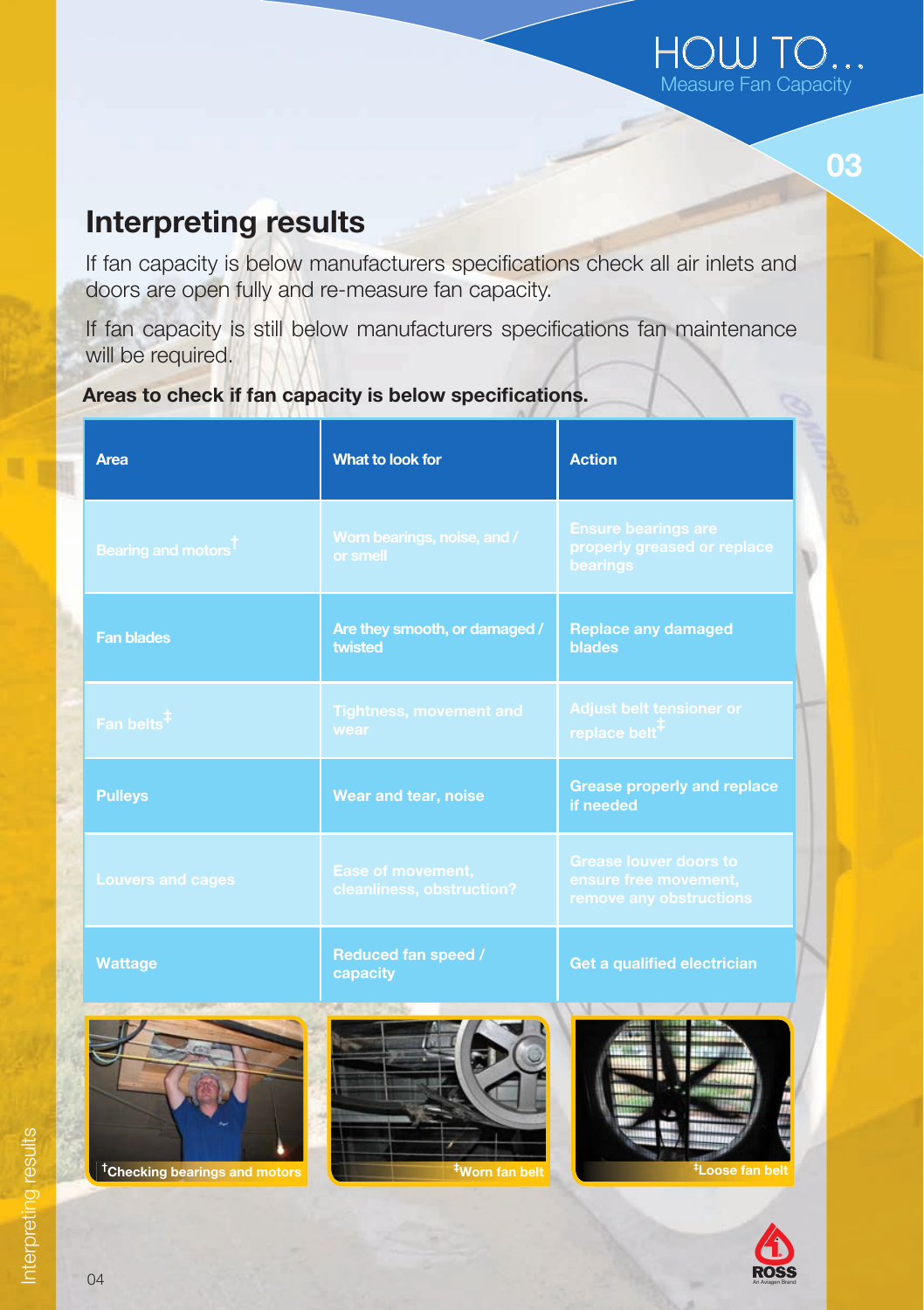## Interpreting results

If fan capacity is below manufacturers specifications check all air inlets and doors are open fully and re-measure fan capacity.

If fan capacity is still below manufacturers specifications fan maintenance will be required.

**Areas to check if fan capacity is below specifications.**

| Area | What to look for | Action |
|---|---|---|
| Bearing and motors† | Worn bearings, noise, and / or smell | Ensure bearings are properly greased or replace bearings |
| Fan blades | Are they smooth, or damaged / twisted | Replace any damaged blades |
| Fan belts‡ | Tightness, movement and wear | Adjust belt tensioner or replace belt‡ |
| Pulleys | Wear and tear, noise | Grease properly and replace if needed |
| Louvers and cages | Ease of movement, cleanliness, obstruction? | Grease louver doors to ensure free movement, remove any obstructions |
| Wattage | Reduced fan speed / capacity | Get a qualified electrician |

†Checking bearings and motors

‡Worn fan belt

‡Loose fan belt